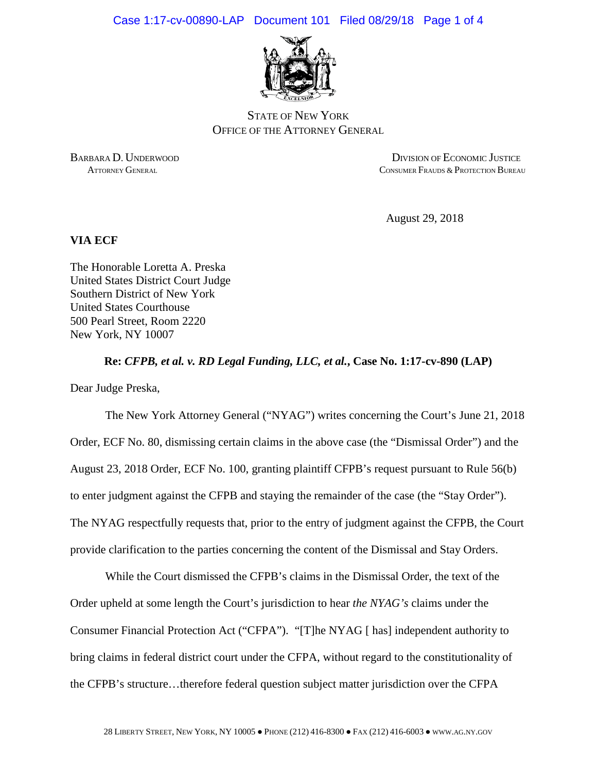STATE OF NEW YORK
OFFICE OF THE ATTORNEY GENERAL

BARBARA D. UNDERWOOD
ATTORNEY GENERAL

DIVISION OF ECONOMIC JUSTICE
CONSUMER FRAUDS & PROTECTION BUREAU

August 29, 2018

**VIA ECF**

The Honorable Loretta A. Preska
United States District Court Judge
Southern District of New York
United States Courthouse
500 Pearl Street, Room 2220
New York, NY 10007

**Re: *CFPB, et al. v. RD Legal Funding, LLC, et al.*, Case No. 1:17-cv-890 (LAP)**

Dear Judge Preska,

The New York Attorney General ("NYAG") writes concerning the Court's June 21, 2018 Order, ECF No. 80, dismissing certain claims in the above case (the "Dismissal Order") and the August 23, 2018 Order, ECF No. 100, granting plaintiff CFPB's request pursuant to Rule 56(b) to enter judgment against the CFPB and staying the remainder of the case (the "Stay Order"). The NYAG respectfully requests that, prior to the entry of judgment against the CFPB, the Court provide clarification to the parties concerning the content of the Dismissal and Stay Orders.

While the Court dismissed the CFPB's claims in the Dismissal Order, the text of the Order upheld at some length the Court's jurisdiction to hear *the NYAG's* claims under the Consumer Financial Protection Act ("CFPA"). "[T]he NYAG [ has] independent authority to bring claims in federal district court under the CFPA, without regard to the constitutionality of the CFPB's structure…therefore federal question subject matter jurisdiction over the CFPA

28 LIBERTY STREET, NEW YORK, NY 10005 ● PHONE (212) 416-8300 ● FAX (212) 416-6003 ● WWW.AG.NY.GOV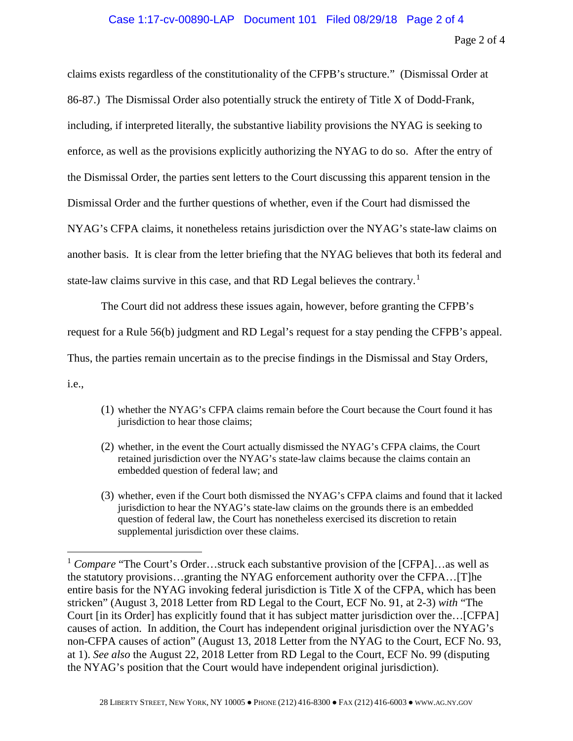claims exists regardless of the constitutionality of the CFPB's structure." (Dismissal Order at 86-87.) The Dismissal Order also potentially struck the entirety of Title X of Dodd-Frank, including, if interpreted literally, the substantive liability provisions the NYAG is seeking to enforce, as well as the provisions explicitly authorizing the NYAG to do so. After the entry of the Dismissal Order, the parties sent letters to the Court discussing this apparent tension in the Dismissal Order and the further questions of whether, even if the Court had dismissed the NYAG's CFPA claims, it nonetheless retains jurisdiction over the NYAG's state-law claims on another basis. It is clear from the letter briefing that the NYAG believes that both its federal and state-law claims survive in this case, and that RD Legal believes the contrary.[1]

The Court did not address these issues again, however, before granting the CFPB's request for a Rule 56(b) judgment and RD Legal's request for a stay pending the CFPB's appeal. Thus, the parties remain uncertain as to the precise findings in the Dismissal and Stay Orders, i.e.,

(1) whether the NYAG's CFPA claims remain before the Court because the Court found it has jurisdiction to hear those claims;

(2) whether, in the event the Court actually dismissed the NYAG's CFPA claims, the Court retained jurisdiction over the NYAG's state-law claims because the claims contain an embedded question of federal law; and

(3) whether, even if the Court both dismissed the NYAG's CFPA claims and found that it lacked jurisdiction to hear the NYAG's state-law claims on the grounds there is an embedded question of federal law, the Court has nonetheless exercised its discretion to retain supplemental jurisdiction over these claims.

---

[1] *Compare* "The Court's Order…struck each substantive provision of the [CFPA]…as well as the statutory provisions…granting the NYAG enforcement authority over the CFPA…[T]he entire basis for the NYAG invoking federal jurisdiction is Title X of the CFPA, which has been stricken" (August 3, 2018 Letter from RD Legal to the Court, ECF No. 91, at 2-3) *with* "The Court [in its Order] has explicitly found that it has subject matter jurisdiction over the…[CFPA] causes of action. In addition, the Court has independent original jurisdiction over the NYAG's non-CFPA causes of action" (August 13, 2018 Letter from the NYAG to the Court, ECF No. 93, at 1). *See also* the August 22, 2018 Letter from RD Legal to the Court, ECF No. 99 (disputing the NYAG's position that the Court would have independent original jurisdiction).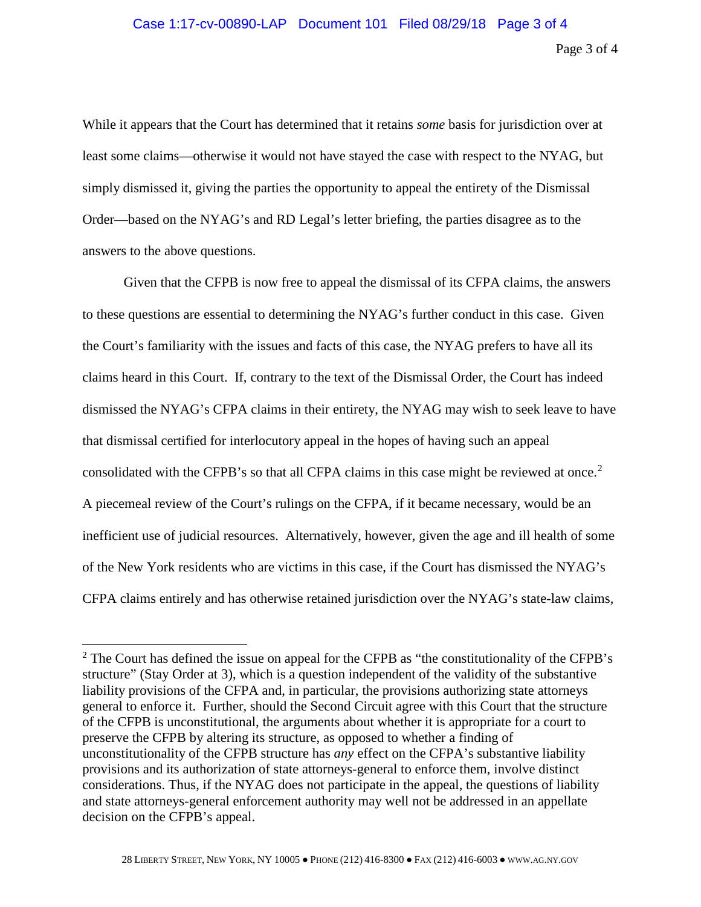While it appears that the Court has determined that it retains *some* basis for jurisdiction over at least some claims—otherwise it would not have stayed the case with respect to the NYAG, but simply dismissed it, giving the parties the opportunity to appeal the entirety of the Dismissal Order—based on the NYAG's and RD Legal's letter briefing, the parties disagree as to the answers to the above questions.

Given that the CFPB is now free to appeal the dismissal of its CFPA claims, the answers to these questions are essential to determining the NYAG's further conduct in this case. Given the Court's familiarity with the issues and facts of this case, the NYAG prefers to have all its claims heard in this Court. If, contrary to the text of the Dismissal Order, the Court has indeed dismissed the NYAG's CFPA claims in their entirety, the NYAG may wish to seek leave to have that dismissal certified for interlocutory appeal in the hopes of having such an appeal consolidated with the CFPB's so that all CFPA claims in this case might be reviewed at once.[2] A piecemeal review of the Court's rulings on the CFPA, if it became necessary, would be an inefficient use of judicial resources. Alternatively, however, given the age and ill health of some of the New York residents who are victims in this case, if the Court has dismissed the NYAG's CFPA claims entirely and has otherwise retained jurisdiction over the NYAG's state-law claims,

---

[2] The Court has defined the issue on appeal for the CFPB as "the constitutionality of the CFPB's structure" (Stay Order at 3), which is a question independent of the validity of the substantive liability provisions of the CFPA and, in particular, the provisions authorizing state attorneys general to enforce it. Further, should the Second Circuit agree with this Court that the structure of the CFPB is unconstitutional, the arguments about whether it is appropriate for a court to preserve the CFPB by altering its structure, as opposed to whether a finding of unconstitutionality of the CFPB structure has *any* effect on the CFPA's substantive liability provisions and its authorization of state attorneys-general to enforce them, involve distinct considerations. Thus, if the NYAG does not participate in the appeal, the questions of liability and state attorneys-general enforcement authority may well not be addressed in an appellate decision on the CFPB's appeal.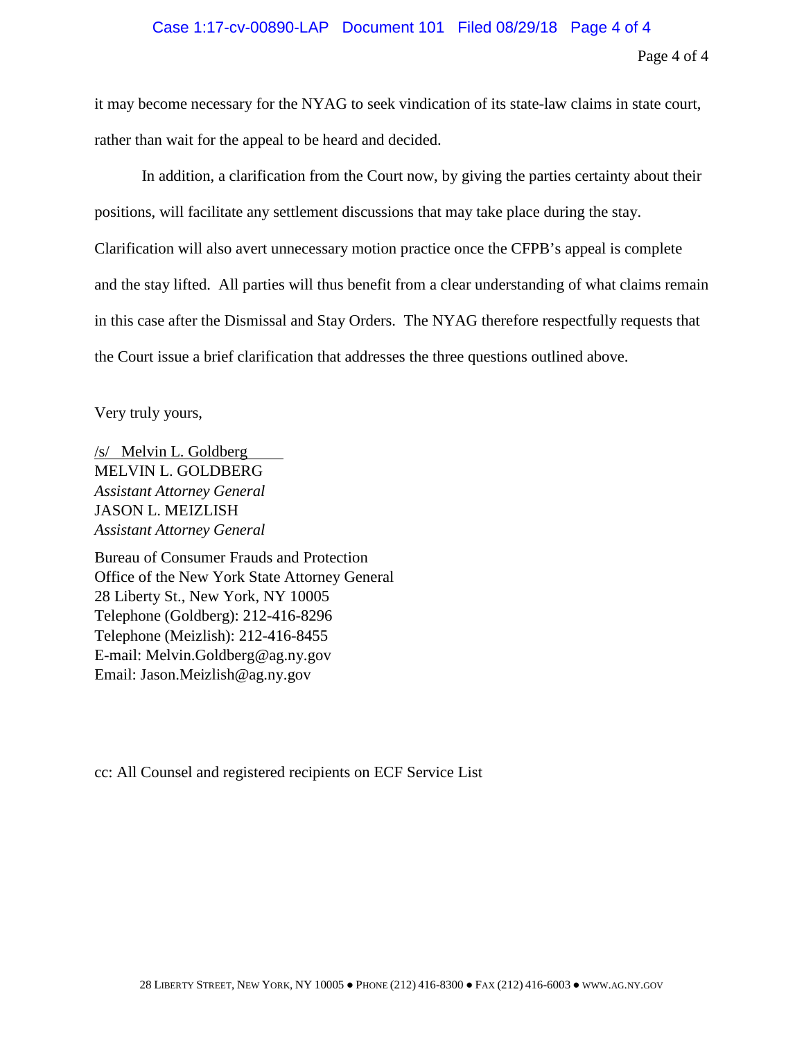it may become necessary for the NYAG to seek vindication of its state-law claims in state court, rather than wait for the appeal to be heard and decided.

In addition, a clarification from the Court now, by giving the parties certainty about their positions, will facilitate any settlement discussions that may take place during the stay. Clarification will also avert unnecessary motion practice once the CFPB's appeal is complete and the stay lifted. All parties will thus benefit from a clear understanding of what claims remain in this case after the Dismissal and Stay Orders. The NYAG therefore respectfully requests that the Court issue a brief clarification that addresses the three questions outlined above.

Very truly yours,

/s/ Melvin L. Goldberg
MELVIN L. GOLDBERG
*Assistant Attorney General*
JASON L. MEIZLISH
*Assistant Attorney General*

Bureau of Consumer Frauds and Protection
Office of the New York State Attorney General
28 Liberty St., New York, NY 10005
Telephone (Goldberg): 212-416-8296
Telephone (Meizlish): 212-416-8455
E-mail: Melvin.Goldberg@ag.ny.gov
Email: Jason.Meizlish@ag.ny.gov

cc: All Counsel and registered recipients on ECF Service List

28 LIBERTY STREET, NEW YORK, NY 10005 ● PHONE (212) 416-8300 ● FAX (212) 416-6003 ● WWW.AG.NY.GOV